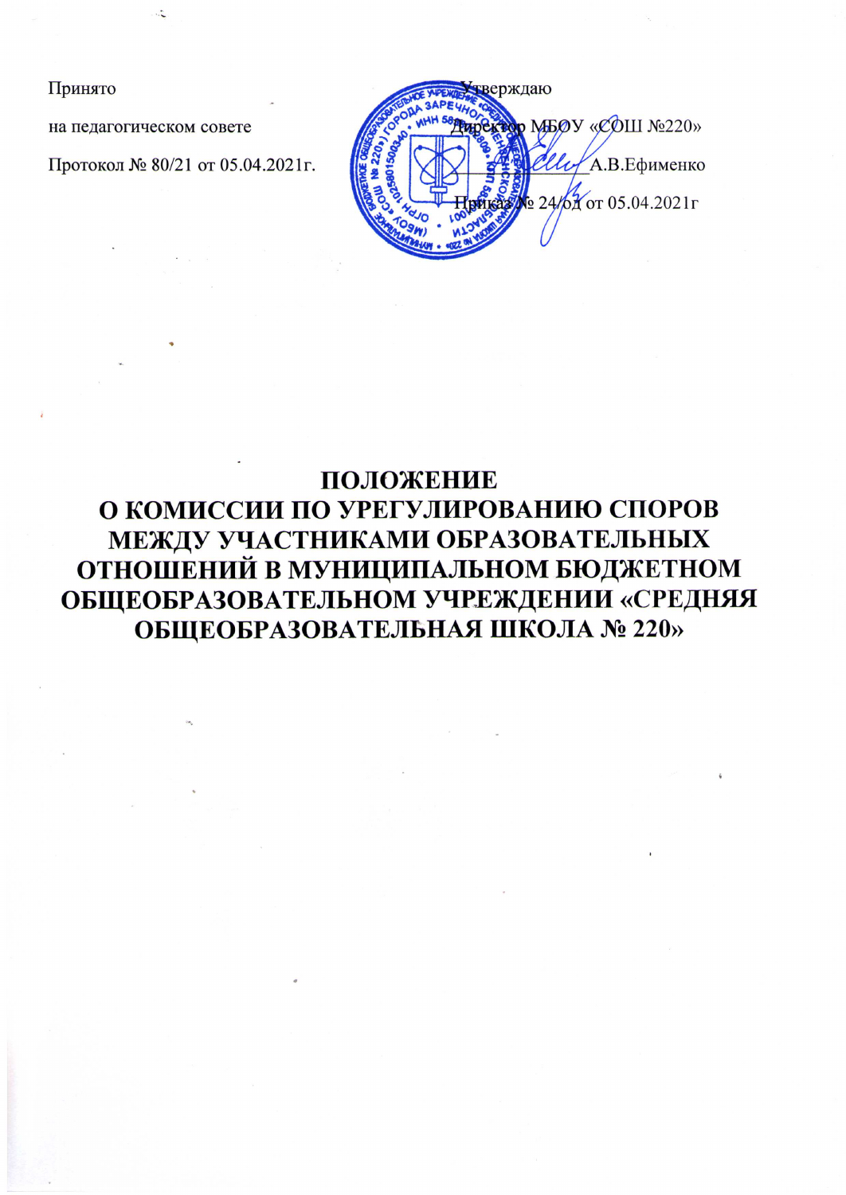Принято

на педагогическом совете

Протокол № 80/21 от 05.04.2021г.

Утверждаю

Директор МБОУ «СОШ №220»

_______________А.В.Ефименко

Приказ № 24/од от 05.04.2021г

# ПОЛОЖЕНИЕ О КОМИССИИ ПО УРЕГУЛИРОВАНИЮ СПОРОВ МЕЖДУ УЧАСТНИКАМИ ОБРАЗОВАТЕЛЬНЫХ ОТНОШЕНИЙ В МУНИЦИПАЛЬНОМ БЮДЖЕТНОМ ОБЩЕОБРАЗОВАТЕЛЬНОМ УЧРЕЖДЕНИИ «СРЕДНЯЯ ОБЩЕОБРАЗОВАТЕЛЬНАЯ ШКОЛА № 220»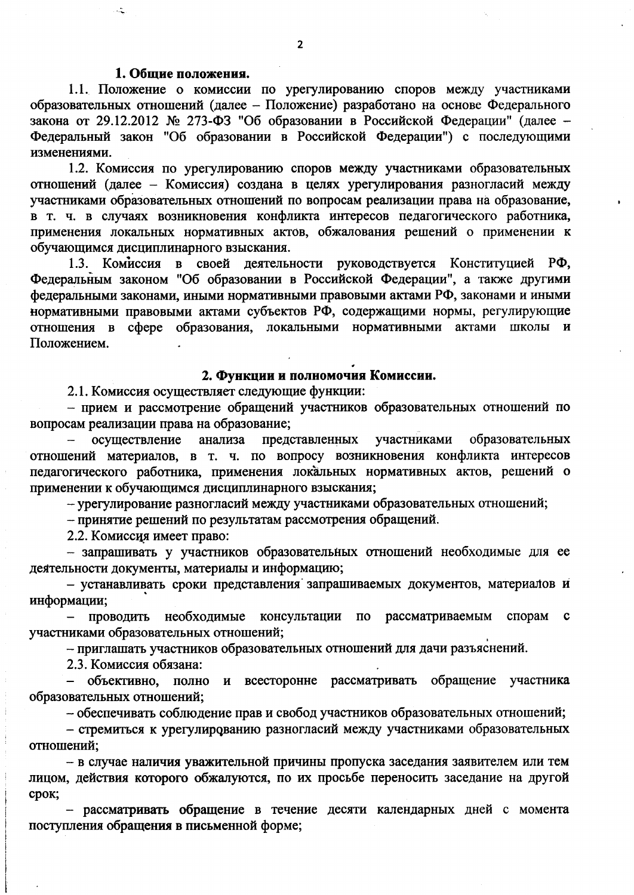## 1. Общие положения.

1.1. Положение о комиссии по урегулированию споров между участниками образовательных отношений (далее – Положение) разработано на основе Федерального закона от 29.12.2012 № 273-ФЗ "Об образовании в Российской Федерации" (далее – Федеральный закон "Об образовании в Российской Федерации") с последующими изменениями.

1.2. Комиссия по урегулированию споров между участниками образовательных отношений (далее – Комиссия) создана в целях урегулирования разногласий между участниками образовательных отношений по вопросам реализации права на образование, в т. ч. в случаях возникновения конфликта интересов педагогического работника, применения локальных нормативных актов, обжалования решений о применении к обучающимся дисциплинарного взыскания.

1.3. Комиссия в своей деятельности руководствуется Конституцией РФ, Федеральным законом "Об образовании в Российской Федерации", а также другими федеральными законами, иными нормативными правовыми актами РФ, законами и иными нормативными правовыми актами субъектов РФ, содержащими нормы, регулирующие отношения в сфере образования, локальными нормативными актами школы и Положением.

## 2. Функции и полномочия Комиссии.

2.1. Комиссия осуществляет следующие функции:

– прием и рассмотрение обращений участников образовательных отношений по вопросам реализации права на образование;

– осуществление анализа представленных участниками образовательных отношений материалов, в т. ч. по вопросу возникновения конфликта интересов педагогического работника, применения локальных нормативных актов, решений о применении к обучающимся дисциплинарного взыскания;

– урегулирование разногласий между участниками образовательных отношений;

– принятие решений по результатам рассмотрения обращений.

2.2. Комиссия имеет право:

– запрашивать у участников образовательных отношений необходимые для ее деятельности документы, материалы и информацию;

– устанавливать сроки представления запрашиваемых документов, материалов и информации;

– проводить необходимые консультации по рассматриваемым спорам с участниками образовательных отношений;

– приглашать участников образовательных отношений для дачи разъяснений.

2.3. Комиссия обязана:

– объективно, полно и всесторонне рассматривать обращение участника образовательных отношений;

– обеспечивать соблюдение прав и свобод участников образовательных отношений;

– стремиться к урегулированию разногласий между участниками образовательных отношений;

– в случае наличия уважительной причины пропуска заседания заявителем или тем лицом, действия которого обжалуются, по их просьбе переносить заседание на другой срок;

– рассматривать обращение в течение десяти календарных дней с момента поступления обращения в письменной форме;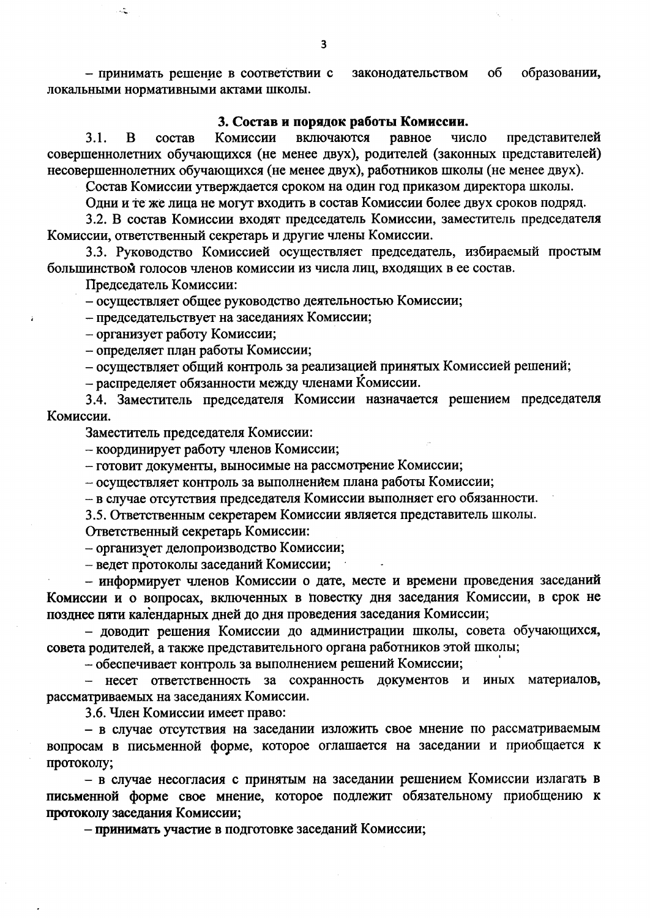– принимать решение в соответствии с законодательством об образовании, локальными нормативными актами школы.

## 3. Состав и порядок работы Комиссии.

3.1. В состав Комиссии включаются равное число представителей совершеннолетних обучающихся (не менее двух), родителей (законных представителей) несовершеннолетних обучающихся (не менее двух), работников школы (не менее двух).

Состав Комиссии утверждается сроком на один год приказом директора школы.

Одни и те же лица не могут входить в состав Комиссии более двух сроков подряд.

3.2. В состав Комиссии входят председатель Комиссии, заместитель председателя Комиссии, ответственный секретарь и другие члены Комиссии.

3.3. Руководство Комиссией осуществляет председатель, избираемый простым большинством голосов членов комиссии из числа лиц, входящих в ее состав.

Председатель Комиссии:

– осуществляет общее руководство деятельностью Комиссии;

– председательствует на заседаниях Комиссии;

– организует работу Комиссии;

– определяет план работы Комиссии;

– осуществляет общий контроль за реализацией принятых Комиссией решений;

– распределяет обязанности между членами Комиссии.

3.4. Заместитель председателя Комиссии назначается решением председателя Комиссии.

Заместитель председателя Комиссии:

– координирует работу членов Комиссии;

– готовит документы, выносимые на рассмотрение Комиссии;

– осуществляет контроль за выполнением плана работы Комиссии;

– в случае отсутствия председателя Комиссии выполняет его обязанности.

3.5. Ответственным секретарем Комиссии является представитель школы.

Ответственный секретарь Комиссии:

– организует делопроизводство Комиссии;

– ведет протоколы заседаний Комиссии;

– информирует членов Комиссии о дате, месте и времени проведения заседаний Комиссии и о вопросах, включенных в повестку дня заседания Комиссии, в срок не позднее пяти календарных дней до дня проведения заседания Комиссии;

– доводит решения Комиссии до администрации школы, совета обучающихся, совета родителей, а также представительного органа работников этой школы;

– обеспечивает контроль за выполнением решений Комиссии;

– несет ответственность за сохранность документов и иных материалов, рассматриваемых на заседаниях Комиссии.

3.6. Член Комиссии имеет право:

– в случае отсутствия на заседании изложить свое мнение по рассматриваемым вопросам в письменной форме, которое оглашается на заседании и приобщается к протоколу;

– в случае несогласия с принятым на заседании решением Комиссии излагать в письменной форме свое мнение, которое подлежит обязательному приобщению к протоколу заседания Комиссии;

– принимать участие в подготовке заседаний Комиссии;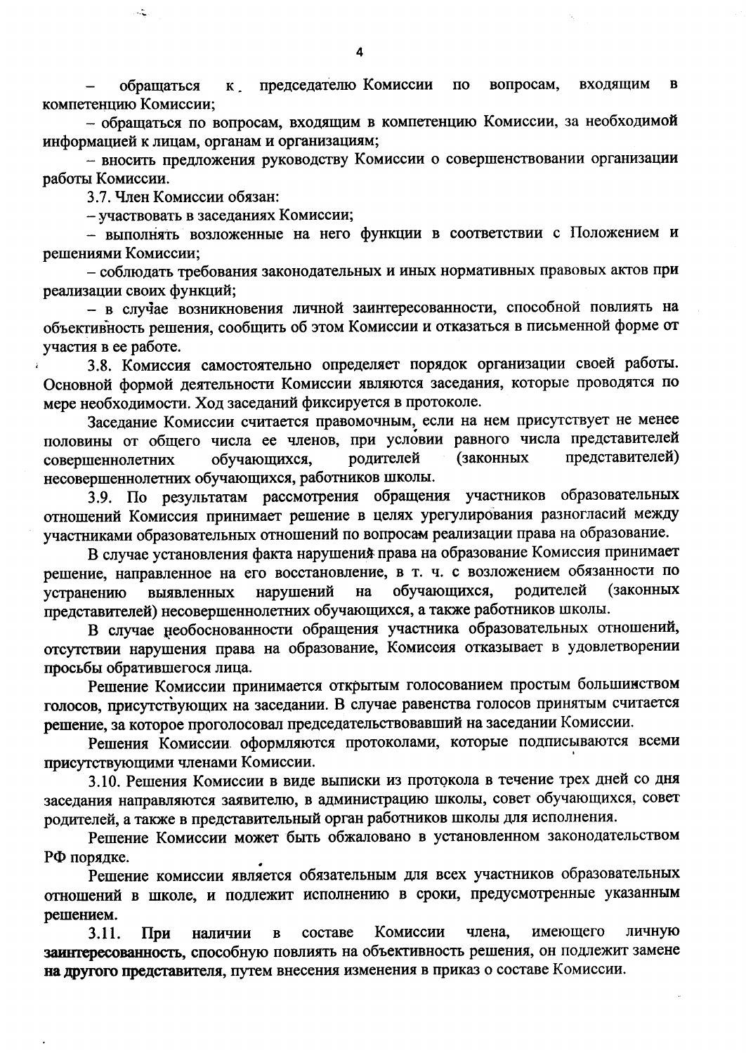– обращаться к председателю Комиссии по вопросам, входящим в компетенцию Комиссии;

– обращаться по вопросам, входящим в компетенцию Комиссии, за необходимой информацией к лицам, органам и организациям;

– вносить предложения руководству Комиссии о совершенствовании организации работы Комиссии.

3.7. Член Комиссии обязан:

– участвовать в заседаниях Комиссии;

– выполнять возложенные на него функции в соответствии с Положением и решениями Комиссии;

– соблюдать требования законодательных и иных нормативных правовых актов при реализации своих функций;

– в случае возникновения личной заинтересованности, способной повлиять на объективность решения, сообщить об этом Комиссии и отказаться в письменной форме от участия в ее работе.

3.8. Комиссия самостоятельно определяет порядок организации своей работы. Основной формой деятельности Комиссии являются заседания, которые проводятся по мере необходимости. Ход заседаний фиксируется в протоколе.

Заседание Комиссии считается правомочным, если на нем присутствует не менее половины от общего числа ее членов, при условии равного числа представителей совершеннолетних обучающихся, родителей (законных представителей) несовершеннолетних обучающихся, работников школы.

3.9. По результатам рассмотрения обращения участников образовательных отношений Комиссия принимает решение в целях урегулирования разногласий между участниками образовательных отношений по вопросам реализации права на образование.

В случае установления факта нарушения права на образование Комиссия принимает решение, направленное на его восстановление, в т. ч. с возложением обязанности по устранению выявленных нарушений на обучающихся, родителей (законных представителей) несовершеннолетних обучающихся, а также работников школы.

В случае необоснованности обращения участника образовательных отношений, отсутствии нарушения права на образование, Комиссия отказывает в удовлетворении просьбы обратившегося лица.

Решение Комиссии принимается открытым голосованием простым большинством голосов, присутствующих на заседании. В случае равенства голосов принятым считается решение, за которое проголосовал председательствовавший на заседании Комиссии.

Решения Комиссии оформляются протоколами, которые подписываются всеми присутствующими членами Комиссии.

3.10. Решения Комиссии в виде выписки из протокола в течение трех дней со дня заседания направляются заявителю, в администрацию школы, совет обучающихся, совет родителей, а также в представительный орган работников школы для исполнения.

Решение Комиссии может быть обжаловано в установленном законодательством РФ порядке.

Решение комиссии является обязательным для всех участников образовательных отношений в школе, и подлежит исполнению в сроки, предусмотренные указанным решением.

3.11. При наличии в составе Комиссии члена, имеющего личную **заинтересованность**, способную повлиять на объективность решения, он подлежит замене **на другого представителя**, путем внесения изменения в приказ о составе Комиссии.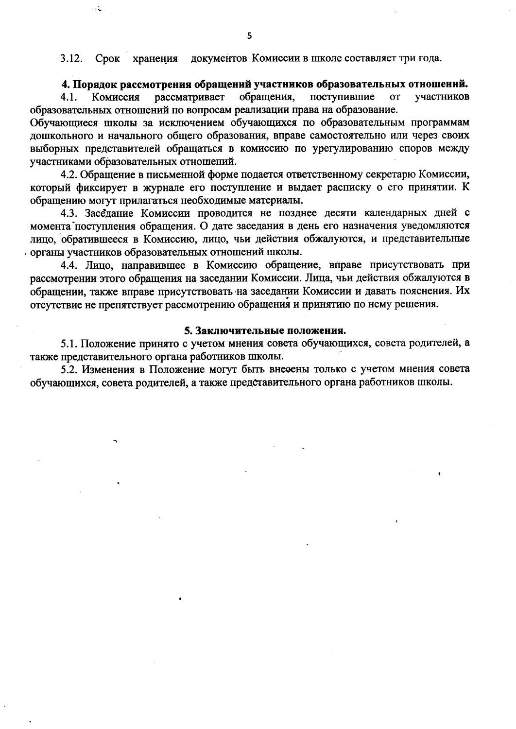3.12. Срок хранения документов Комиссии в школе составляет три года.

## 4. Порядок рассмотрения обращений участников образовательных отношений.

4.1. Комиссия рассматривает обращения, поступившие от участников образовательных отношений по вопросам реализации права на образование.

Обучающиеся школы за исключением обучающихся по образовательным программам дошкольного и начального общего образования, вправе самостоятельно или через своих выборных представителей обращаться в комиссию по урегулированию споров между участниками образовательных отношений.

4.2. Обращение в письменной форме подается ответственному секретарю Комиссии, который фиксирует в журнале его поступление и выдает расписку о его принятии. К обращению могут прилагаться необходимые материалы.

4.3. Заседание Комиссии проводится не позднее десяти календарных дней с момента поступления обращения. О дате заседания в день его назначения уведомляются лицо, обратившееся в Комиссию, лицо, чьи действия обжалуются, и представительные органы участников образовательных отношений школы.

4.4. Лицо, направившее в Комиссию обращение, вправе присутствовать при рассмотрении этого обращения на заседании Комиссии. Лица, чьи действия обжалуются в обращении, также вправе присутствовать на заседании Комиссии и давать пояснения. Их отсутствие не препятствует рассмотрению обращения и принятию по нему решения.

## 5. Заключительные положения.

5.1. Положение принято с учетом мнения совета обучающихся, совета родителей, а также представительного органа работников школы.

5.2. Изменения в Положение могут быть внесены только с учетом мнения совета обучающихся, совета родителей, а также представительного органа работников школы.